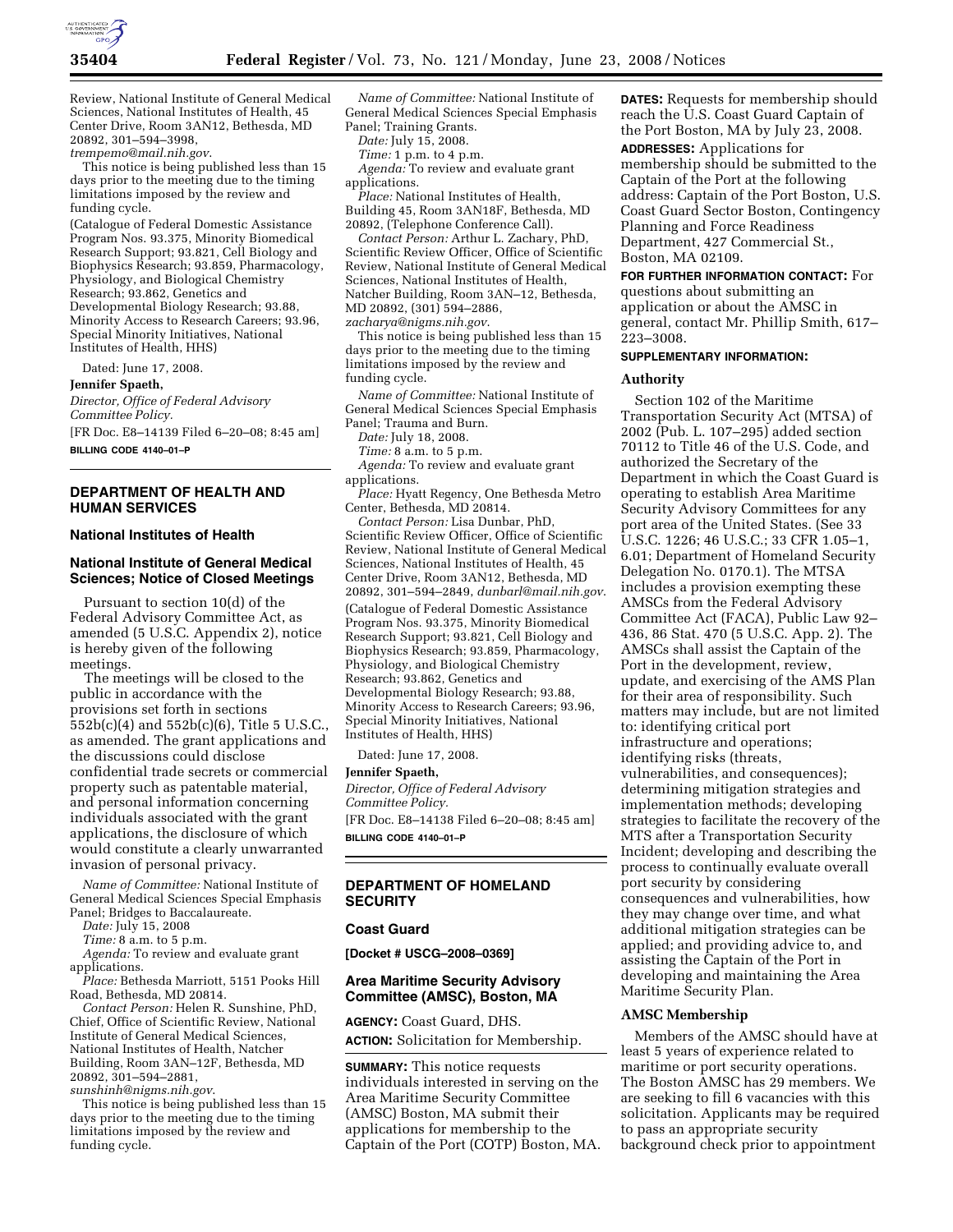Review, National Institute of General Medical Sciences, National Institutes of Health, 45 Center Drive, Room 3AN12, Bethesda, MD 20892, 301–594–3998, *trempemo@mail.nih.gov*.

This notice is being published less than 15 days prior to the meeting due to the timing limitations imposed by the review and funding cycle.

(Catalogue of Federal Domestic Assistance Program Nos. 93.375, Minority Biomedical Research Support; 93.821, Cell Biology and Biophysics Research; 93.859, Pharmacology, Physiology, and Biological Chemistry Research; 93.862, Genetics and Developmental Biology Research; 93.88, Minority Access to Research Careers; 93.96, Special Minority Initiatives, National Institutes of Health, HHS)

Dated: June 17, 2008.

**Jennifer Spaeth,**

*Director, Office of Federal Advisory Committee Policy.*

[FR Doc. E8–14139 Filed 6–20–08; 8:45 am]

**BILLING CODE 4140–01–P**

---

## DEPARTMENT OF HEALTH AND HUMAN SERVICES

### National Institutes of Health

### National Institute of General Medical Sciences; Notice of Closed Meetings

Pursuant to section 10(d) of the Federal Advisory Committee Act, as amended (5 U.S.C. Appendix 2), notice is hereby given of the following meetings.

The meetings will be closed to the public in accordance with the provisions set forth in sections 552b(c)(4) and 552b(c)(6), Title 5 U.S.C., as amended. The grant applications and the discussions could disclose confidential trade secrets or commercial property such as patentable material, and personal information concerning individuals associated with the grant applications, the disclosure of which would constitute a clearly unwarranted invasion of personal privacy.

*Name of Committee:* National Institute of General Medical Sciences Special Emphasis Panel; Bridges to Baccalaureate.

*Date:* July 15, 2008

*Time:* 8 a.m. to 5 p.m.

*Agenda:* To review and evaluate grant applications.

*Place:* Bethesda Marriott, 5151 Pooks Hill Road, Bethesda, MD 20814.

*Contact Person:* Helen R. Sunshine, PhD, Chief, Office of Scientific Review, National Institute of General Medical Sciences, National Institutes of Health, Natcher Building, Room 3AN–12F, Bethesda, MD 20892, 301–594–2881, *sunshinh@nigms.nih.gov*.

This notice is being published less than 15 days prior to the meeting due to the timing limitations imposed by the review and funding cycle.

*Name of Committee:* National Institute of General Medical Sciences Special Emphasis Panel; Training Grants.

*Date:* July 15, 2008.

*Time:* 1 p.m. to 4 p.m.

*Agenda:* To review and evaluate grant applications.

*Place:* National Institutes of Health, Building 45, Room 3AN18F, Bethesda, MD 20892, (Telephone Conference Call).

*Contact Person:* Arthur L. Zachary, PhD, Scientific Review Officer, Office of Scientific Review, National Institute of General Medical Sciences, National Institutes of Health, Natcher Building, Room 3AN–12, Bethesda, MD 20892, (301) 594–2886, *zacharya@nigms.nih.gov*.

This notice is being published less than 15 days prior to the meeting due to the timing limitations imposed by the review and funding cycle.

*Name of Committee:* National Institute of General Medical Sciences Special Emphasis Panel; Trauma and Burn.

*Date:* July 18, 2008.

*Time:* 8 a.m. to 5 p.m.

*Agenda:* To review and evaluate grant applications.

*Place:* Hyatt Regency, One Bethesda Metro Center, Bethesda, MD 20814.

*Contact Person:* Lisa Dunbar, PhD, Scientific Review Officer, Office of Scientific Review, National Institute of General Medical Sciences, National Institutes of Health, 45 Center Drive, Room 3AN12, Bethesda, MD 20892, 301–594–2849, *dunbarl@mail.nih.gov*.

(Catalogue of Federal Domestic Assistance Program Nos. 93.375, Minority Biomedical Research Support; 93.821, Cell Biology and Biophysics Research; 93.859, Pharmacology, Physiology, and Biological Chemistry Research; 93.862, Genetics and Developmental Biology Research; 93.88, Minority Access to Research Careers; 93.96, Special Minority Initiatives, National Institutes of Health, HHS)

Dated: June 17, 2008.

**Jennifer Spaeth,**

*Director, Office of Federal Advisory Committee Policy.*

[FR Doc. E8–14138 Filed 6–20–08; 8:45 am]

**BILLING CODE 4140–01–P**

---

## DEPARTMENT OF HOMELAND SECURITY

### Coast Guard

**[Docket # USCG–2008–0369]**

### Area Maritime Security Advisory Committee (AMSC), Boston, MA

**AGENCY:** Coast Guard, DHS.

**ACTION:** Solicitation for Membership.

**SUMMARY:** This notice requests individuals interested in serving on the Area Maritime Security Committee (AMSC) Boston, MA submit their applications for membership to the Captain of the Port (COTP) Boston, MA.

**DATES:** Requests for membership should reach the U.S. Coast Guard Captain of the Port Boston, MA by July 23, 2008.

**ADDRESSES:** Applications for membership should be submitted to the Captain of the Port at the following address: Captain of the Port Boston, U.S. Coast Guard Sector Boston, Contingency Planning and Force Readiness Department, 427 Commercial St., Boston, MA 02109.

**FOR FURTHER INFORMATION CONTACT:** For questions about submitting an application or about the AMSC in general, contact Mr. Phillip Smith, 617–223–3008.

**SUPPLEMENTARY INFORMATION:**

#### Authority

Section 102 of the Maritime Transportation Security Act (MTSA) of 2002 (Pub. L. 107–295) added section 70112 to Title 46 of the U.S. Code, and authorized the Secretary of the Department in which the Coast Guard is operating to establish Area Maritime Security Advisory Committees for any port area of the United States. (See 33 U.S.C. 1226; 46 U.S.C.; 33 CFR 1.05–1, 6.01; Department of Homeland Security Delegation No. 0170.1). The MTSA includes a provision exempting these AMSCs from the Federal Advisory Committee Act (FACA), Public Law 92–436, 86 Stat. 470 (5 U.S.C. App. 2). The AMSCs shall assist the Captain of the Port in the development, review, update, and exercising of the AMS Plan for their area of responsibility. Such matters may include, but are not limited to: identifying critical port infrastructure and operations; identifying risks (threats, vulnerabilities, and consequences); determining mitigation strategies and implementation methods; developing strategies to facilitate the recovery of the MTS after a Transportation Security Incident; developing and describing the process to continually evaluate overall port security by considering consequences and vulnerabilities, how they may change over time, and what additional mitigation strategies can be applied; and providing advice to, and assisting the Captain of the Port in developing and maintaining the Area Maritime Security Plan.

#### AMSC Membership

Members of the AMSC should have at least 5 years of experience related to maritime or port security operations. The Boston AMSC has 29 members. We are seeking to fill 6 vacancies with this solicitation. Applicants may be required to pass an appropriate security background check prior to appointment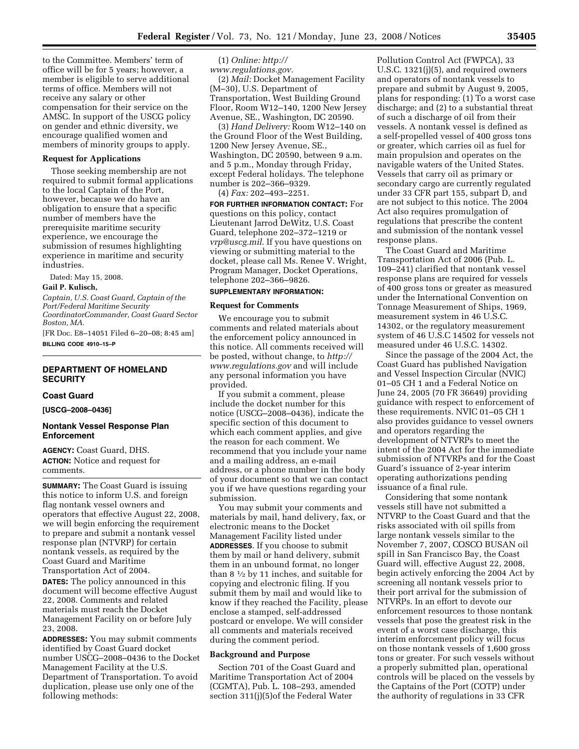to the Committee. Members' term of office will be for 5 years; however, a member is eligible to serve additional terms of office. Members will not receive any salary or other compensation for their service on the AMSC. In support of the USCG policy on gender and ethnic diversity, we encourage qualified women and members of minority groups to apply.

**Request for Applications**

Those seeking membership are not required to submit formal applications to the local Captain of the Port, however, because we do have an obligation to ensure that a specific number of members have the prerequisite maritime security experience, we encourage the submission of resumes highlighting experience in maritime and security industries.

Dated: May 15, 2008.

**Gail P. Kulisch,**

*Captain, U.S. Coast Guard, Captain of the Port/Federal Maritime Security CoordinatorCommander, Coast Guard Sector Boston, MA.*

[FR Doc. E8–14051 Filed 6–20–08; 8:45 am]

**BILLING CODE 4910–15–P**

---

## DEPARTMENT OF HOMELAND SECURITY

### Coast Guard

**[USCG–2008–0436]**

### Nontank Vessel Response Plan Enforcement

**AGENCY:** Coast Guard, DHS.

**ACTION:** Notice and request for comments.

**SUMMARY:** The Coast Guard is issuing this notice to inform U.S. and foreign flag nontank vessel owners and operators that effective August 22, 2008, we will begin enforcing the requirement to prepare and submit a nontank vessel response plan (NTVRP) for certain nontank vessels, as required by the Coast Guard and Maritime Transportation Act of 2004.

**DATES:** The policy announced in this document will become effective August 22, 2008. Comments and related materials must reach the Docket Management Facility on or before July 23, 2008.

**ADDRESSES:** You may submit comments identified by Coast Guard docket number USCG–2008–0436 to the Docket Management Facility at the U.S. Department of Transportation. To avoid duplication, please use only one of the following methods:

(1) *Online: http://www.regulations.gov.*

(2) *Mail:* Docket Management Facility (M–30), U.S. Department of Transportation, West Building Ground Floor, Room W12–140, 1200 New Jersey Avenue, SE., Washington, DC 20590.

(3) *Hand Delivery:* Room W12–140 on the Ground Floor of the West Building, 1200 New Jersey Avenue, SE., Washington, DC 20590, between 9 a.m. and 5 p.m., Monday through Friday, except Federal holidays. The telephone number is 202–366–9329.

(4) *Fax:* 202–493–2251.

**FOR FURTHER INFORMATION CONTACT:** For questions on this policy, contact Lieutenant Jarrod DeWitz, U.S. Coast Guard, telephone 202–372–1219 or *vrp@uscg.mil.* If you have questions on viewing or submitting material to the docket, please call Ms. Renee V. Wright, Program Manager, Docket Operations, telephone 202–366–9826.

**SUPPLEMENTARY INFORMATION:**

**Request for Comments**

We encourage you to submit comments and related materials about the enforcement policy announced in this notice. All comments received will be posted, without change, to *http://www.regulations.gov* and will include any personal information you have provided.

If you submit a comment, please include the docket number for this notice (USCG–2008–0436), indicate the specific section of this document to which each comment applies, and give the reason for each comment. We recommend that you include your name and a mailing address, an e-mail address, or a phone number in the body of your document so that we can contact you if we have questions regarding your submission.

You may submit your comments and materials by mail, hand delivery, fax, or electronic means to the Docket Management Facility listed under **ADDRESSES**. If you choose to submit them by mail or hand delivery, submit them in an unbound format, no larger than 8 ½ by 11 inches, and suitable for copying and electronic filing. If you submit them by mail and would like to know if they reached the Facility, please enclose a stamped, self-addressed postcard or envelope. We will consider all comments and materials received during the comment period.

**Background and Purpose**

Section 701 of the Coast Guard and Maritime Transportation Act of 2004 (CGMTA), Pub. L. 108–293, amended section 311(j)(5)of the Federal Water Pollution Control Act (FWPCA), 33 U.S.C. 1321(j)(5), and required owners and operators of nontank vessels to prepare and submit by August 9, 2005, plans for responding: (1) To a worst case discharge; and (2) to a substantial threat of such a discharge of oil from their vessels. A nontank vessel is defined as a self-propelled vessel of 400 gross tons or greater, which carries oil as fuel for main propulsion and operates on the navigable waters of the United States. Vessels that carry oil as primary or secondary cargo are currently regulated under 33 CFR part 155, subpart D, and are not subject to this notice. The 2004 Act also requires promulgation of regulations that prescribe the content and submission of the nontank vessel response plans.

The Coast Guard and Maritime Transportation Act of 2006 (Pub. L. 109–241) clarified that nontank vessel response plans are required for vessels of 400 gross tons or greater as measured under the International Convention on Tonnage Measurement of Ships, 1969, measurement system in 46 U.S.C. 14302, or the regulatory measurement system of 46 U.S.C 14502 for vessels not measured under 46 U.S.C. 14302.

Since the passage of the 2004 Act, the Coast Guard has published Navigation and Vessel Inspection Circular (NVIC) 01–05 CH 1 and a Federal Notice on June 24, 2005 (70 FR 36649) providing guidance with respect to enforcement of these requirements. NVIC 01–05 CH 1 also provides guidance to vessel owners and operators regarding the development of NTVRPs to meet the intent of the 2004 Act for the immediate submission of NTVRPs and for the Coast Guard's issuance of 2-year interim operating authorizations pending issuance of a final rule.

Considering that some nontank vessels still have not submitted a NTVRP to the Coast Guard and that the risks associated with oil spills from large nontank vessels similar to the November 7, 2007, COSCO BUSAN oil spill in San Francisco Bay, the Coast Guard will, effective August 22, 2008, begin actively enforcing the 2004 Act by screening all nontank vessels prior to their port arrival for the submission of NTVRPs. In an effort to devote our enforcement resources to those nontank vessels that pose the greatest risk in the event of a worst case discharge, this interim enforcement policy will focus on those nontank vessels of 1,600 gross tons or greater. For such vessels without a properly submitted plan, operational controls will be placed on the vessels by the Captains of the Port (COTP) under the authority of regulations in 33 CFR